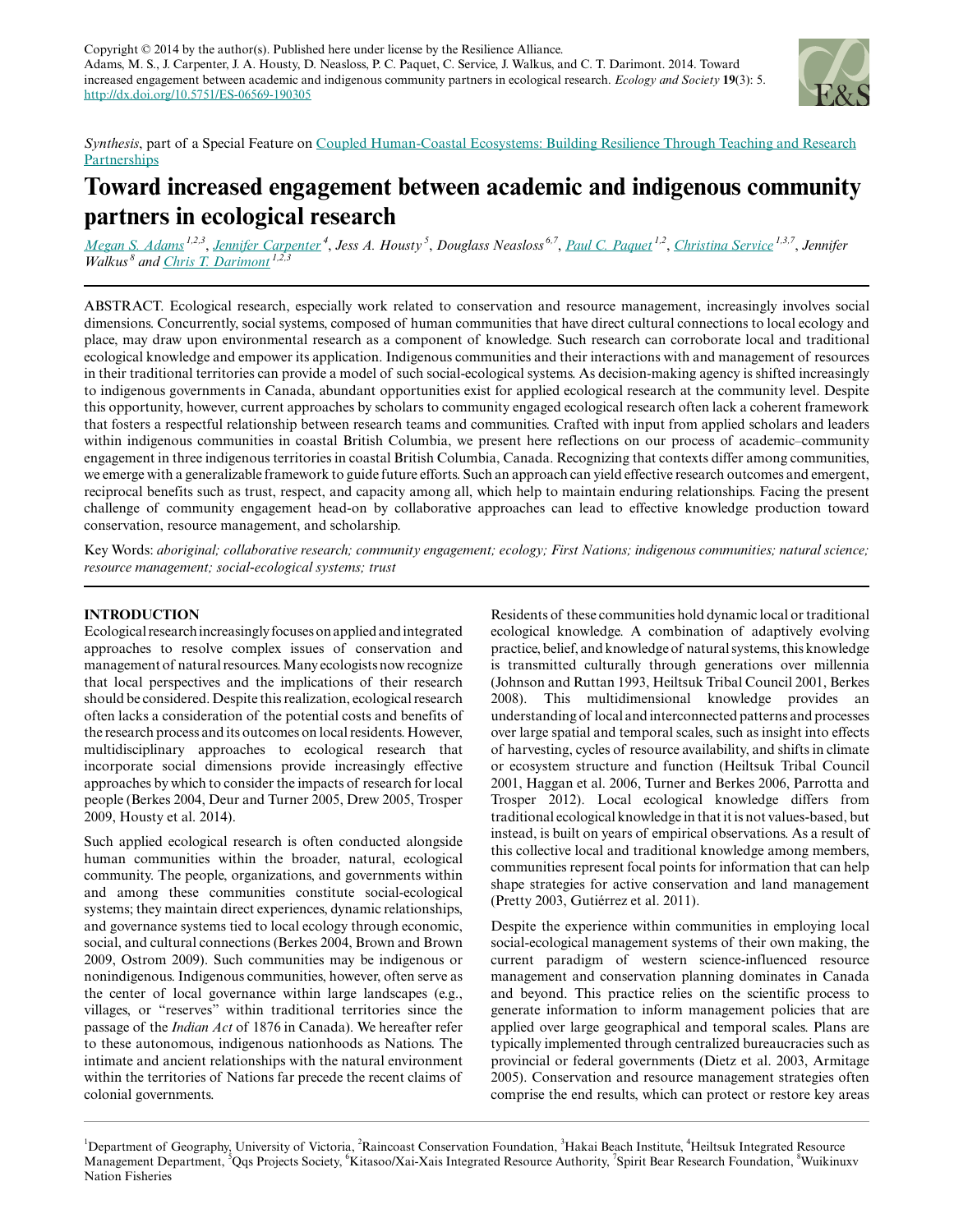Copyright © 2014 by the author(s). Published here under license by the Resilience Alliance.
Adams, M. S., J. Carpenter, J. A. Housty, D. Neasloss, P. C. Paquet, C. Service, J. Walkus, and C. T. Darimont. 2014. Toward increased engagement between academic and indigenous community partners in ecological research. *Ecology and Society* **19**(3): 5. http://dx.doi.org/10.5751/ES-06569-190305

*Synthesis*, part of a Special Feature on Coupled Human-Coastal Ecosystems: Building Resilience Through Teaching and Research Partnerships

# Toward increased engagement between academic and indigenous community partners in ecological research

Megan S. Adams [1,2,3], Jennifer Carpenter [4], Jess A. Housty [5], Douglass Neasloss [6,7], Paul C. Paquet [1,2], Christina Service [1,3,7], Jennifer Walkus [8] and Chris T. Darimont [1,2,3]

ABSTRACT. Ecological research, especially work related to conservation and resource management, increasingly involves social dimensions. Concurrently, social systems, composed of human communities that have direct cultural connections to local ecology and place, may draw upon environmental research as a component of knowledge. Such research can corroborate local and traditional ecological knowledge and empower its application. Indigenous communities and their interactions with and management of resources in their traditional territories can provide a model of such social-ecological systems. As decision-making agency is shifted increasingly to indigenous governments in Canada, abundant opportunities exist for applied ecological research at the community level. Despite this opportunity, however, current approaches by scholars to community engaged ecological research often lack a coherent framework that fosters a respectful relationship between research teams and communities. Crafted with input from applied scholars and leaders within indigenous communities in coastal British Columbia, we present here reflections on our process of academic–community engagement in three indigenous territories in coastal British Columbia, Canada. Recognizing that contexts differ among communities, we emerge with a generalizable framework to guide future efforts. Such an approach can yield effective research outcomes and emergent, reciprocal benefits such as trust, respect, and capacity among all, which help to maintain enduring relationships. Facing the present challenge of community engagement head-on by collaborative approaches can lead to effective knowledge production toward conservation, resource management, and scholarship.

Key Words: *aboriginal; collaborative research; community engagement; ecology; First Nations; indigenous communities; natural science; resource management; social-ecological systems; trust*

## INTRODUCTION

Ecological research increasingly focuses on applied and integrated approaches to resolve complex issues of conservation and management of natural resources. Many ecologists now recognize that local perspectives and the implications of their research should be considered. Despite this realization, ecological research often lacks a consideration of the potential costs and benefits of the research process and its outcomes on local residents. However, multidisciplinary approaches to ecological research that incorporate social dimensions provide increasingly effective approaches by which to consider the impacts of research for local people (Berkes 2004, Deur and Turner 2005, Drew 2005, Trosper 2009, Housty et al. 2014).

Such applied ecological research is often conducted alongside human communities within the broader, natural, ecological community. The people, organizations, and governments within and among these communities constitute social-ecological systems; they maintain direct experiences, dynamic relationships, and governance systems tied to local ecology through economic, social, and cultural connections (Berkes 2004, Brown and Brown 2009, Ostrom 2009). Such communities may be indigenous or nonindigenous. Indigenous communities, however, often serve as the center of local governance within large landscapes (e.g., villages, or "reserves" within traditional territories since the passage of the *Indian Act* of 1876 in Canada). We hereafter refer to these autonomous, indigenous nationhoods as Nations. The intimate and ancient relationships with the natural environment within the territories of Nations far precede the recent claims of colonial governments.

Residents of these communities hold dynamic local or traditional ecological knowledge. A combination of adaptively evolving practice, belief, and knowledge of natural systems, this knowledge is transmitted culturally through generations over millennia (Johnson and Ruttan 1993, Heiltsuk Tribal Council 2001, Berkes 2008). This multidimensional knowledge provides an understanding of local and interconnected patterns and processes over large spatial and temporal scales, such as insight into effects of harvesting, cycles of resource availability, and shifts in climate or ecosystem structure and function (Heiltsuk Tribal Council 2001, Haggan et al. 2006, Turner and Berkes 2006, Parrotta and Trosper 2012). Local ecological knowledge differs from traditional ecological knowledge in that it is not values-based, but instead, is built on years of empirical observations. As a result of this collective local and traditional knowledge among members, communities represent focal points for information that can help shape strategies for active conservation and land management (Pretty 2003, Gutiérrez et al. 2011).

Despite the experience within communities in employing local social-ecological management systems of their own making, the current paradigm of western science-influenced resource management and conservation planning dominates in Canada and beyond. This practice relies on the scientific process to generate information to inform management policies that are applied over large geographical and temporal scales. Plans are typically implemented through centralized bureaucracies such as provincial or federal governments (Dietz et al. 2003, Armitage 2005). Conservation and resource management strategies often comprise the end results, which can protect or restore key areas

[1] Department of Geography, University of Victoria, [2] Raincoast Conservation Foundation, [3] Hakai Beach Institute, [4] Heiltsuk Integrated Resource Management Department, [5] Qqs Projects Society, [6] Kitasoo/Xai-Xais Integrated Resource Authority, [7] Spirit Bear Research Foundation, [8] Wuikinuxv Nation Fisheries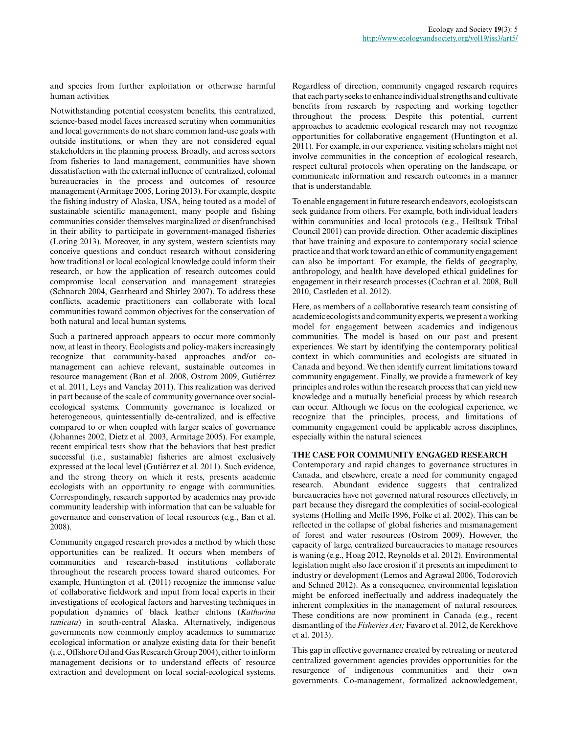and species from further exploitation or otherwise harmful human activities.

Notwithstanding potential ecosystem benefits, this centralized, science-based model faces increased scrutiny when communities and local governments do not share common land-use goals with outside institutions, or when they are not considered equal stakeholders in the planning process. Broadly, and across sectors from fisheries to land management, communities have shown dissatisfaction with the external influence of centralized, colonial bureaucracies in the process and outcomes of resource management (Armitage 2005, Loring 2013). For example, despite the fishing industry of Alaska, USA, being touted as a model of sustainable scientific management, many people and fishing communities consider themselves marginalized or disenfranchised in their ability to participate in government-managed fisheries (Loring 2013). Moreover, in any system, western scientists may conceive questions and conduct research without considering how traditional or local ecological knowledge could inform their research, or how the application of research outcomes could compromise local conservation and management strategies (Schnarch 2004, Gearheard and Shirley 2007). To address these conflicts, academic practitioners can collaborate with local communities toward common objectives for the conservation of both natural and local human systems.

Such a partnered approach appears to occur more commonly now, at least in theory. Ecologists and policy-makers increasingly recognize that community-based approaches and/or co-management can achieve relevant, sustainable outcomes in resource management (Ban et al. 2008, Ostrom 2009, Gutiérrez et al. 2011, Leys and Vanclay 2011). This realization was derived in part because of the scale of community governance over social-ecological systems. Community governance is localized or heterogeneous, quintessentially de-centralized, and is effective compared to or when coupled with larger scales of governance (Johannes 2002, Dietz et al. 2003, Armitage 2005). For example, recent empirical tests show that the behaviors that best predict successful (i.e., sustainable) fisheries are almost exclusively expressed at the local level (Gutiérrez et al. 2011). Such evidence, and the strong theory on which it rests, presents academic ecologists with an opportunity to engage with communities. Correspondingly, research supported by academics may provide community leadership with information that can be valuable for governance and conservation of local resources (e.g., Ban et al. 2008).

Community engaged research provides a method by which these opportunities can be realized. It occurs when members of communities and research-based institutions collaborate throughout the research process toward shared outcomes. For example, Huntington et al. (2011) recognize the immense value of collaborative fieldwork and input from local experts in their investigations of ecological factors and harvesting techniques in population dynamics of black leather chitons (*Katharina tunicata*) in south-central Alaska. Alternatively, indigenous governments now commonly employ academics to summarize ecological information or analyze existing data for their benefit (i.e., Offshore Oil and Gas Research Group 2004), either to inform management decisions or to understand effects of resource extraction and development on local social-ecological systems. Regardless of direction, community engaged research requires that each party seeks to enhance individual strengths and cultivate benefits from research by respecting and working together throughout the process. Despite this potential, current approaches to academic ecological research may not recognize opportunities for collaborative engagement (Huntington et al. 2011). For example, in our experience, visiting scholars might not involve communities in the conception of ecological research, respect cultural protocols when operating on the landscape, or communicate information and research outcomes in a manner that is understandable.

To enable engagement in future research endeavors, ecologists can seek guidance from others. For example, both individual leaders within communities and local protocols (e.g., Heiltsuk Tribal Council 2001) can provide direction. Other academic disciplines that have training and exposure to contemporary social science practice and that work toward an ethic of community engagement can also be important. For example, the fields of geography, anthropology, and health have developed ethical guidelines for engagement in their research processes (Cochran et al. 2008, Bull 2010, Castleden et al. 2012).

Here, as members of a collaborative research team consisting of academic ecologists and community experts, we present a working model for engagement between academics and indigenous communities. The model is based on our past and present experiences. We start by identifying the contemporary political context in which communities and ecologists are situated in Canada and beyond. We then identify current limitations toward community engagement. Finally, we provide a framework of key principles and roles within the research process that can yield new knowledge and a mutually beneficial process by which research can occur. Although we focus on the ecological experience, we recognize that the principles, process, and limitations of community engagement could be applicable across disciplines, especially within the natural sciences.

## THE CASE FOR COMMUNITY ENGAGED RESEARCH

Contemporary and rapid changes to governance structures in Canada, and elsewhere, create a need for community engaged research. Abundant evidence suggests that centralized bureaucracies have not governed natural resources effectively, in part because they disregard the complexities of social-ecological systems (Holling and Meffe 1996, Folke et al. 2002). This can be reflected in the collapse of global fisheries and mismanagement of forest and water resources (Ostrom 2009). However, the capacity of large, centralized bureaucracies to manage resources is waning (e.g., Hoag 2012, Reynolds et al. 2012). Environmental legislation might also face erosion if it presents an impediment to industry or development (Lemos and Agrawal 2006, Todorovich and Schned 2012). As a consequence, environmental legislation might be enforced ineffectually and address inadequately the inherent complexities in the management of natural resources. These conditions are now prominent in Canada (e.g., recent dismantling of the *Fisheries Act;* Favaro et al. 2012, de Kerckhove et al. 2013).

This gap in effective governance created by retreating or neutered centralized government agencies provides opportunities for the resurgence of indigenous communities and their own governments. Co-management, formalized acknowledgement,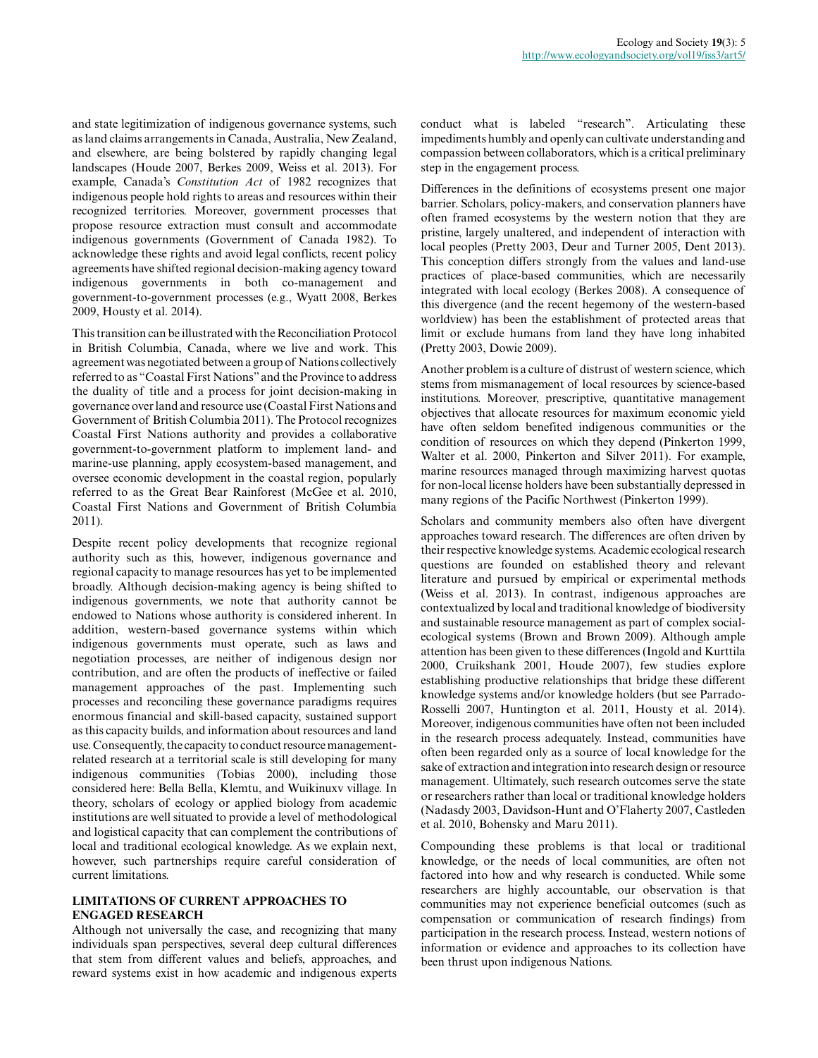and state legitimization of indigenous governance systems, such as land claims arrangements in Canada, Australia, New Zealand, and elsewhere, are being bolstered by rapidly changing legal landscapes (Houde 2007, Berkes 2009, Weiss et al. 2013). For example, Canada's *Constitution Act* of 1982 recognizes that indigenous people hold rights to areas and resources within their recognized territories. Moreover, government processes that propose resource extraction must consult and accommodate indigenous governments (Government of Canada 1982). To acknowledge these rights and avoid legal conflicts, recent policy agreements have shifted regional decision-making agency toward indigenous governments in both co-management and government-to-government processes (e.g., Wyatt 2008, Berkes 2009, Housty et al. 2014).

This transition can be illustrated with the Reconciliation Protocol in British Columbia, Canada, where we live and work. This agreement was negotiated between a group of Nations collectively referred to as "Coastal First Nations" and the Province to address the duality of title and a process for joint decision-making in governance over land and resource use (Coastal First Nations and Government of British Columbia 2011). The Protocol recognizes Coastal First Nations authority and provides a collaborative government-to-government platform to implement land- and marine-use planning, apply ecosystem-based management, and oversee economic development in the coastal region, popularly referred to as the Great Bear Rainforest (McGee et al. 2010, Coastal First Nations and Government of British Columbia 2011).

Despite recent policy developments that recognize regional authority such as this, however, indigenous governance and regional capacity to manage resources has yet to be implemented broadly. Although decision-making agency is being shifted to indigenous governments, we note that authority cannot be endowed to Nations whose authority is considered inherent. In addition, western-based governance systems within which indigenous governments must operate, such as laws and negotiation processes, are neither of indigenous design nor contribution, and are often the products of ineffective or failed management approaches of the past. Implementing such processes and reconciling these governance paradigms requires enormous financial and skill-based capacity, sustained support as this capacity builds, and information about resources and land use. Consequently, the capacity to conduct resource management-related research at a territorial scale is still developing for many indigenous communities (Tobias 2000), including those considered here: Bella Bella, Klemtu, and Wuikinuxv village. In theory, scholars of ecology or applied biology from academic institutions are well situated to provide a level of methodological and logistical capacity that can complement the contributions of local and traditional ecological knowledge. As we explain next, however, such partnerships require careful consideration of current limitations.

## LIMITATIONS OF CURRENT APPROACHES TO ENGAGED RESEARCH

Although not universally the case, and recognizing that many individuals span perspectives, several deep cultural differences that stem from different values and beliefs, approaches, and reward systems exist in how academic and indigenous experts conduct what is labeled "research". Articulating these impediments humbly and openly can cultivate understanding and compassion between collaborators, which is a critical preliminary step in the engagement process.

Differences in the definitions of ecosystems present one major barrier. Scholars, policy-makers, and conservation planners have often framed ecosystems by the western notion that they are pristine, largely unaltered, and independent of interaction with local peoples (Pretty 2003, Deur and Turner 2005, Dent 2013). This conception differs strongly from the values and land-use practices of place-based communities, which are necessarily integrated with local ecology (Berkes 2008). A consequence of this divergence (and the recent hegemony of the western-based worldview) has been the establishment of protected areas that limit or exclude humans from land they have long inhabited (Pretty 2003, Dowie 2009).

Another problem is a culture of distrust of western science, which stems from mismanagement of local resources by science-based institutions. Moreover, prescriptive, quantitative management objectives that allocate resources for maximum economic yield have often seldom benefited indigenous communities or the condition of resources on which they depend (Pinkerton 1999, Walter et al. 2000, Pinkerton and Silver 2011). For example, marine resources managed through maximizing harvest quotas for non-local license holders have been substantially depressed in many regions of the Pacific Northwest (Pinkerton 1999).

Scholars and community members also often have divergent approaches toward research. The differences are often driven by their respective knowledge systems. Academic ecological research questions are founded on established theory and relevant literature and pursued by empirical or experimental methods (Weiss et al. 2013). In contrast, indigenous approaches are contextualized by local and traditional knowledge of biodiversity and sustainable resource management as part of complex social-ecological systems (Brown and Brown 2009). Although ample attention has been given to these differences (Ingold and Kurttila 2000, Cruikshank 2001, Houde 2007), few studies explore establishing productive relationships that bridge these different knowledge systems and/or knowledge holders (but see Parrado-Rosselli 2007, Huntington et al. 2011, Housty et al. 2014). Moreover, indigenous communities have often not been included in the research process adequately. Instead, communities have often been regarded only as a source of local knowledge for the sake of extraction and integration into research design or resource management. Ultimately, such research outcomes serve the state or researchers rather than local or traditional knowledge holders (Nadasdy 2003, Davidson-Hunt and O'Flaherty 2007, Castleden et al. 2010, Bohensky and Maru 2011).

Compounding these problems is that local or traditional knowledge, or the needs of local communities, are often not factored into how and why research is conducted. While some researchers are highly accountable, our observation is that communities may not experience beneficial outcomes (such as compensation or communication of research findings) from participation in the research process. Instead, western notions of information or evidence and approaches to its collection have been thrust upon indigenous Nations.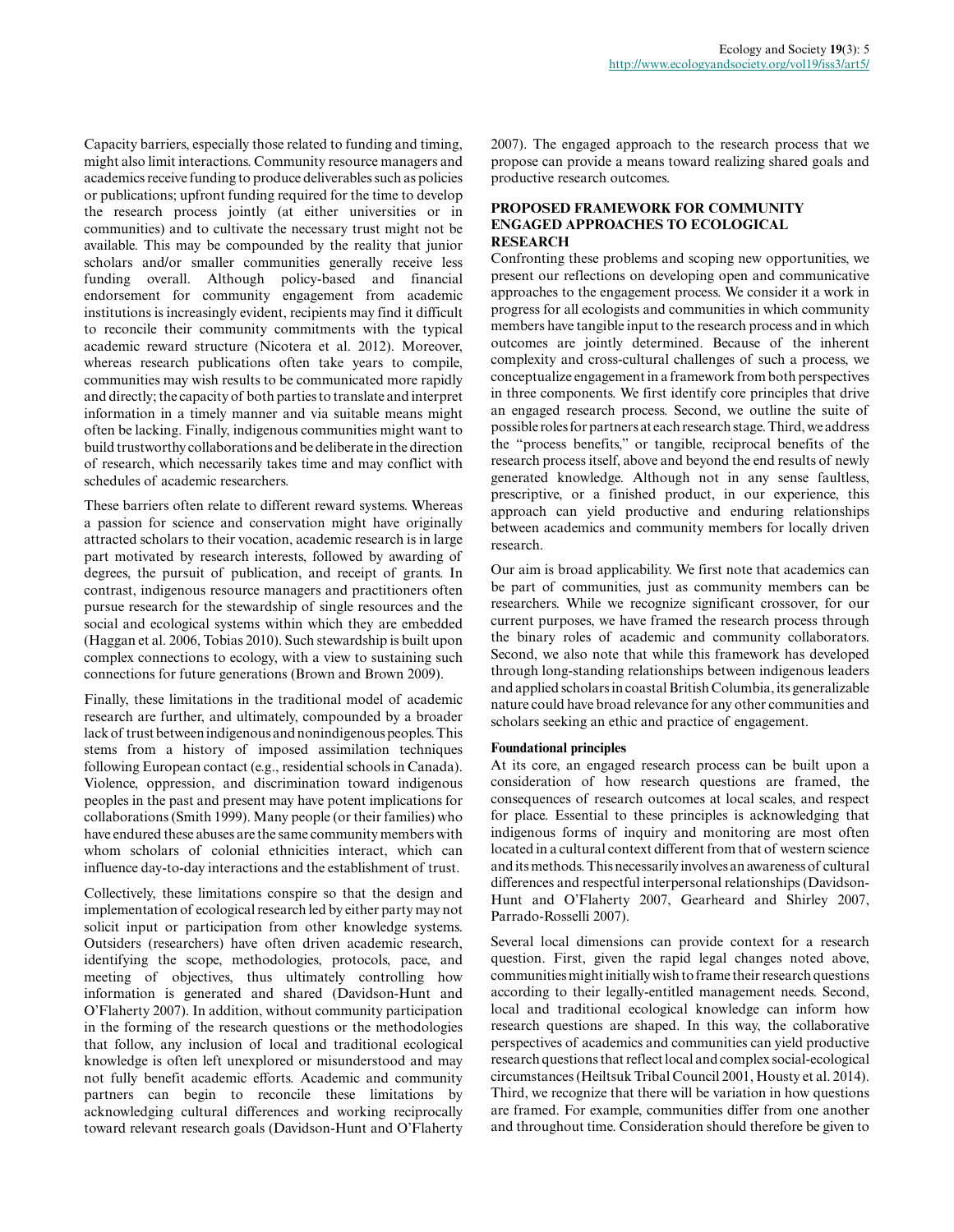Capacity barriers, especially those related to funding and timing, might also limit interactions. Community resource managers and academics receive funding to produce deliverables such as policies or publications; upfront funding required for the time to develop the research process jointly (at either universities or in communities) and to cultivate the necessary trust might not be available. This may be compounded by the reality that junior scholars and/or smaller communities generally receive less funding overall. Although policy-based and financial endorsement for community engagement from academic institutions is increasingly evident, recipients may find it difficult to reconcile their community commitments with the typical academic reward structure (Nicotera et al. 2012). Moreover, whereas research publications often take years to compile, communities may wish results to be communicated more rapidly and directly; the capacity of both parties to translate and interpret information in a timely manner and via suitable means might often be lacking. Finally, indigenous communities might want to build trustworthy collaborations and be deliberate in the direction of research, which necessarily takes time and may conflict with schedules of academic researchers.

These barriers often relate to different reward systems. Whereas a passion for science and conservation might have originally attracted scholars to their vocation, academic research is in large part motivated by research interests, followed by awarding of degrees, the pursuit of publication, and receipt of grants. In contrast, indigenous resource managers and practitioners often pursue research for the stewardship of single resources and the social and ecological systems within which they are embedded (Haggan et al. 2006, Tobias 2010). Such stewardship is built upon complex connections to ecology, with a view to sustaining such connections for future generations (Brown and Brown 2009).

Finally, these limitations in the traditional model of academic research are further, and ultimately, compounded by a broader lack of trust between indigenous and nonindigenous peoples. This stems from a history of imposed assimilation techniques following European contact (e.g., residential schools in Canada). Violence, oppression, and discrimination toward indigenous peoples in the past and present may have potent implications for collaborations (Smith 1999). Many people (or their families) who have endured these abuses are the same community members with whom scholars of colonial ethnicities interact, which can influence day-to-day interactions and the establishment of trust.

Collectively, these limitations conspire so that the design and implementation of ecological research led by either party may not solicit input or participation from other knowledge systems. Outsiders (researchers) have often driven academic research, identifying the scope, methodologies, protocols, pace, and meeting of objectives, thus ultimately controlling how information is generated and shared (Davidson-Hunt and O'Flaherty 2007). In addition, without community participation in the forming of the research questions or the methodologies that follow, any inclusion of local and traditional ecological knowledge is often left unexplored or misunderstood and may not fully benefit academic efforts. Academic and community partners can begin to reconcile these limitations by acknowledging cultural differences and working reciprocally toward relevant research goals (Davidson-Hunt and O'Flaherty 2007). The engaged approach to the research process that we propose can provide a means toward realizing shared goals and productive research outcomes.

## PROPOSED FRAMEWORK FOR COMMUNITY ENGAGED APPROACHES TO ECOLOGICAL RESEARCH

Confronting these problems and scoping new opportunities, we present our reflections on developing open and communicative approaches to the engagement process. We consider it a work in progress for all ecologists and communities in which community members have tangible input to the research process and in which outcomes are jointly determined. Because of the inherent complexity and cross-cultural challenges of such a process, we conceptualize engagement in a framework from both perspectives in three components. We first identify core principles that drive an engaged research process. Second, we outline the suite of possible roles for partners at each research stage. Third, we address the "process benefits," or tangible, reciprocal benefits of the research process itself, above and beyond the end results of newly generated knowledge. Although not in any sense faultless, prescriptive, or a finished product, in our experience, this approach can yield productive and enduring relationships between academics and community members for locally driven research.

Our aim is broad applicability. We first note that academics can be part of communities, just as community members can be researchers. While we recognize significant crossover, for our current purposes, we have framed the research process through the binary roles of academic and community collaborators. Second, we also note that while this framework has developed through long-standing relationships between indigenous leaders and applied scholars in coastal British Columbia, its generalizable nature could have broad relevance for any other communities and scholars seeking an ethic and practice of engagement.

### Foundational principles

At its core, an engaged research process can be built upon a consideration of how research questions are framed, the consequences of research outcomes at local scales, and respect for place. Essential to these principles is acknowledging that indigenous forms of inquiry and monitoring are most often located in a cultural context different from that of western science and its methods. This necessarily involves an awareness of cultural differences and respectful interpersonal relationships (Davidson-Hunt and O'Flaherty 2007, Gearheard and Shirley 2007, Parrado-Rosselli 2007).

Several local dimensions can provide context for a research question. First, given the rapid legal changes noted above, communities might initially wish to frame their research questions according to their legally-entitled management needs. Second, local and traditional ecological knowledge can inform how research questions are shaped. In this way, the collaborative perspectives of academics and communities can yield productive research questions that reflect local and complex social-ecological circumstances (Heiltsuk Tribal Council 2001, Housty et al. 2014). Third, we recognize that there will be variation in how questions are framed. For example, communities differ from one another and throughout time. Consideration should therefore be given to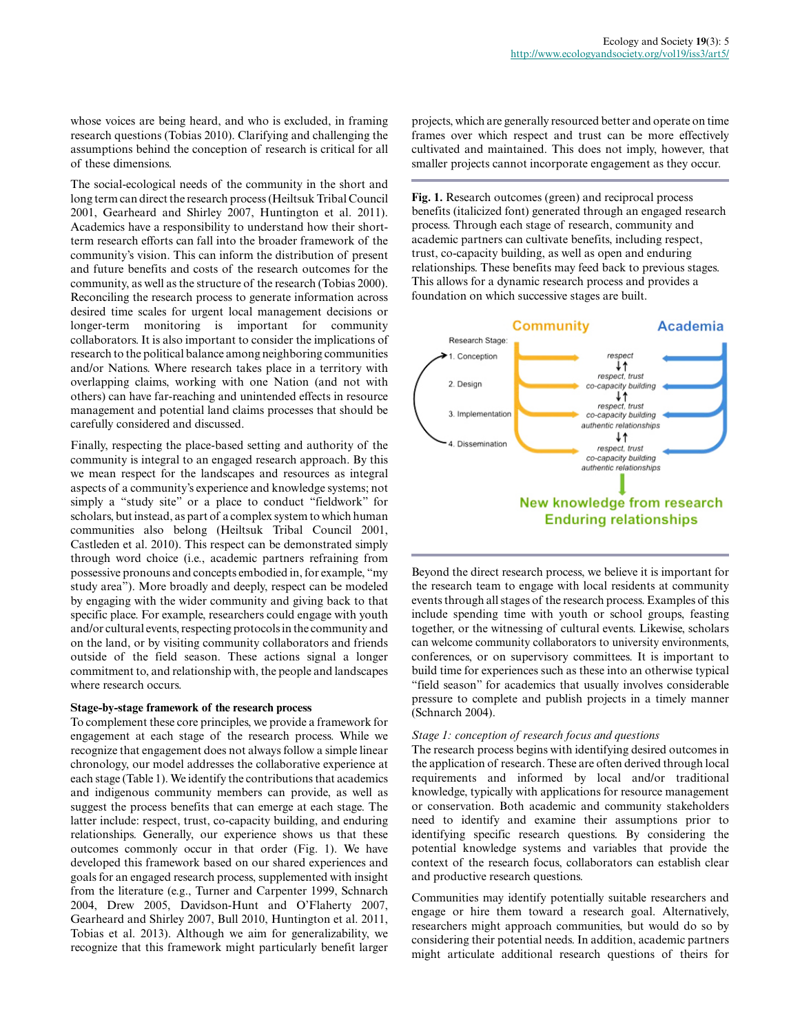whose voices are being heard, and who is excluded, in framing research questions (Tobias 2010). Clarifying and challenging the assumptions behind the conception of research is critical for all of these dimensions.

The social-ecological needs of the community in the short and long term can direct the research process (Heiltsuk Tribal Council 2001, Gearheard and Shirley 2007, Huntington et al. 2011). Academics have a responsibility to understand how their short-term research efforts can fall into the broader framework of the community's vision. This can inform the distribution of present and future benefits and costs of the research outcomes for the community, as well as the structure of the research (Tobias 2000). Reconciling the research process to generate information across desired time scales for urgent local management decisions or longer-term monitoring is important for community collaborators. It is also important to consider the implications of research to the political balance among neighboring communities and/or Nations. Where research takes place in a territory with overlapping claims, working with one Nation (and not with others) can have far-reaching and unintended effects in resource management and potential land claims processes that should be carefully considered and discussed.

Finally, respecting the place-based setting and authority of the community is integral to an engaged research approach. By this we mean respect for the landscapes and resources as integral aspects of a community's experience and knowledge systems; not simply a "study site" or a place to conduct "fieldwork" for scholars, but instead, as part of a complex system to which human communities also belong (Heiltsuk Tribal Council 2001, Castleden et al. 2010). This respect can be demonstrated simply through word choice (i.e., academic partners refraining from possessive pronouns and concepts embodied in, for example, "my study area"). More broadly and deeply, respect can be modeled by engaging with the wider community and giving back to that specific place. For example, researchers could engage with youth and/or cultural events, respecting protocols in the community and on the land, or by visiting community collaborators and friends outside of the field season. These actions signal a longer commitment to, and relationship with, the people and landscapes where research occurs.

**Stage-by-stage framework of the research process**

To complement these core principles, we provide a framework for engagement at each stage of the research process. While we recognize that engagement does not always follow a simple linear chronology, our model addresses the collaborative experience at each stage (Table 1). We identify the contributions that academics and indigenous community members can provide, as well as suggest the process benefits that can emerge at each stage. The latter include: respect, trust, co-capacity building, and enduring relationships. Generally, our experience shows us that these outcomes commonly occur in that order (Fig. 1). We have developed this framework based on our shared experiences and goals for an engaged research process, supplemented with insight from the literature (e.g., Turner and Carpenter 1999, Schnarch 2004, Drew 2005, Davidson-Hunt and O'Flaherty 2007, Gearheard and Shirley 2007, Bull 2010, Huntington et al. 2011, Tobias et al. 2013). Although we aim for generalizability, we recognize that this framework might particularly benefit larger projects, which are generally resourced better and operate on time frames over which respect and trust can be more effectively cultivated and maintained. This does not imply, however, that smaller projects cannot incorporate engagement as they occur.

**Fig. 1.** Research outcomes (green) and reciprocal process benefits (italicized font) generated through an engaged research process. Through each stage of research, community and academic partners can cultivate benefits, including respect, trust, co-capacity building, as well as open and enduring relationships. These benefits may feed back to previous stages. This allows for a dynamic research process and provides a foundation on which successive stages are built.

Beyond the direct research process, we believe it is important for the research team to engage with local residents at community events through all stages of the research process. Examples of this include spending time with youth or school groups, feasting together, or the witnessing of cultural events. Likewise, scholars can welcome community collaborators to university environments, conferences, or on supervisory committees. It is important to build time for experiences such as these into an otherwise typical "field season" for academics that usually involves considerable pressure to complete and publish projects in a timely manner (Schnarch 2004).

*Stage 1: conception of research focus and questions*

The research process begins with identifying desired outcomes in the application of research. These are often derived through local requirements and informed by local and/or traditional knowledge, typically with applications for resource management or conservation. Both academic and community stakeholders need to identify and examine their assumptions prior to identifying specific research questions. By considering the potential knowledge systems and variables that provide the context of the research focus, collaborators can establish clear and productive research questions.

Communities may identify potentially suitable researchers and engage or hire them toward a research goal. Alternatively, researchers might approach communities, but would do so by considering their potential needs. In addition, academic partners might articulate additional research questions of theirs for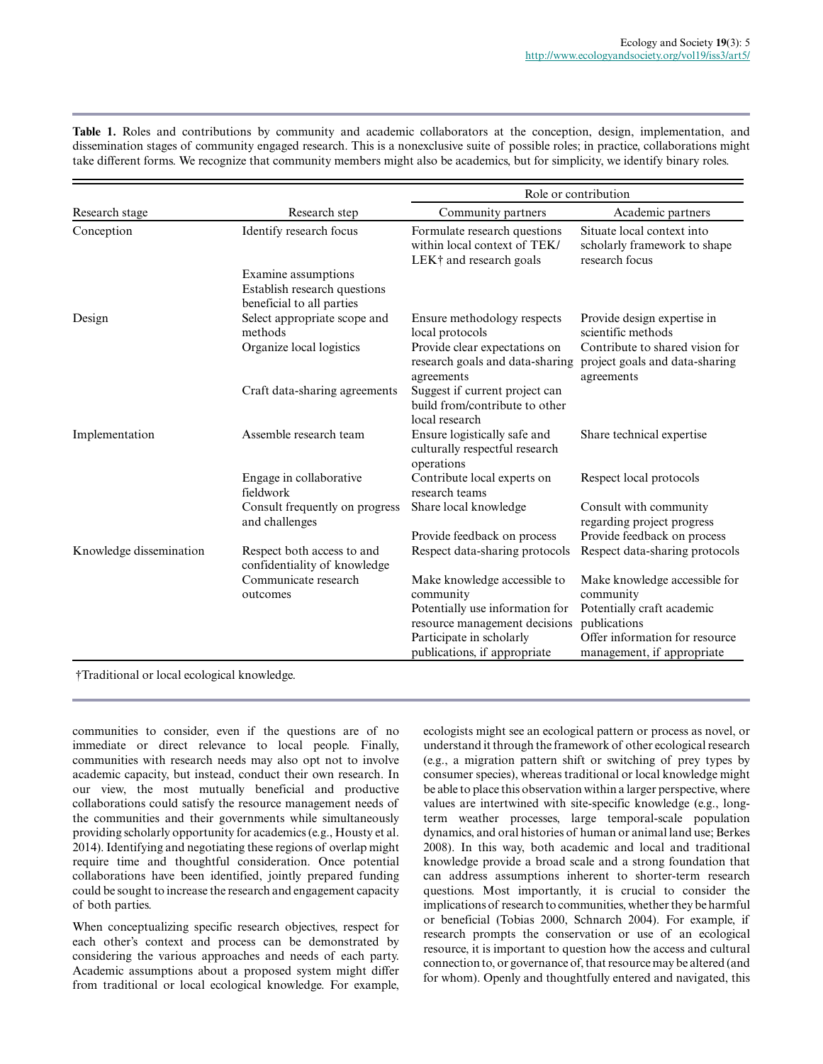**Table 1.** Roles and contributions by community and academic collaborators at the conception, design, implementation, and dissemination stages of community engaged research. This is a nonexclusive suite of possible roles; in practice, collaborations might take different forms. We recognize that community members might also be academics, but for simplicity, we identify binary roles.

| Research stage | Research step | Role or contribution | |
|---|---|---|---|
| | | Community partners | Academic partners |
| Conception | Identify research focus | Formulate research questions within local context of TEK/LEK† and research goals | Situate local context into scholarly framework to shape research focus |
| | Examine assumptions | | |
| | Establish research questions beneficial to all parties | | |
| Design | Select appropriate scope and methods | Ensure methodology respects local protocols | Provide design expertise in scientific methods |
| | Organize local logistics | Provide clear expectations on research goals and data-sharing agreements | Contribute to shared vision for project goals and data-sharing agreements |
| | Craft data-sharing agreements | Suggest if current project can build from/contribute to other local research | |
| Implementation | Assemble research team | Ensure logistically safe and culturally respectful research operations | Share technical expertise |
| | Engage in collaborative fieldwork | Contribute local experts on research teams | Respect local protocols |
| | Consult frequently on progress and challenges | Share local knowledge | Consult with community regarding project progress |
| | | Provide feedback on process | Provide feedback on process |
| Knowledge dissemination | Respect both access to and confidentiality of knowledge | Respect data-sharing protocols | Respect data-sharing protocols |
| | Communicate research outcomes | Make knowledge accessible to community | Make knowledge accessible for community |
| | | Potentially use information for resource management decisions | Potentially craft academic publications |
| | | Participate in scholarly publications, if appropriate | Offer information for resource management, if appropriate |

†Traditional or local ecological knowledge.

communities to consider, even if the questions are of no immediate or direct relevance to local people. Finally, communities with research needs may also opt not to involve academic capacity, but instead, conduct their own research. In our view, the most mutually beneficial and productive collaborations could satisfy the resource management needs of the communities and their governments while simultaneously providing scholarly opportunity for academics (e.g., Housty et al. 2014). Identifying and negotiating these regions of overlap might require time and thoughtful consideration. Once potential collaborations have been identified, jointly prepared funding could be sought to increase the research and engagement capacity of both parties.

When conceptualizing specific research objectives, respect for each other's context and process can be demonstrated by considering the various approaches and needs of each party. Academic assumptions about a proposed system might differ from traditional or local ecological knowledge. For example, ecologists might see an ecological pattern or process as novel, or understand it through the framework of other ecological research (e.g., a migration pattern shift or switching of prey types by consumer species), whereas traditional or local knowledge might be able to place this observation within a larger perspective, where values are intertwined with site-specific knowledge (e.g., long-term weather processes, large temporal-scale population dynamics, and oral histories of human or animal land use; Berkes 2008). In this way, both academic and local and traditional knowledge provide a broad scale and a strong foundation that can address assumptions inherent to shorter-term research questions. Most importantly, it is crucial to consider the implications of research to communities, whether they be harmful or beneficial (Tobias 2000, Schnarch 2004). For example, if research prompts the conservation or use of an ecological resource, it is important to question how the access and cultural connection to, or governance of, that resource may be altered (and for whom). Openly and thoughtfully entered and navigated, this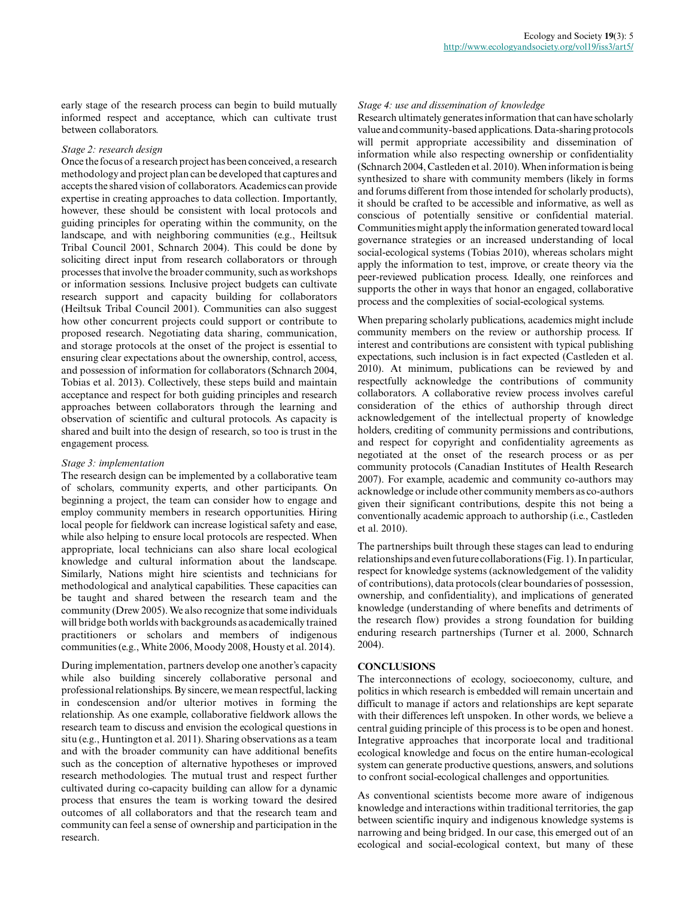early stage of the research process can begin to build mutually informed respect and acceptance, which can cultivate trust between collaborators.

*Stage 2: research design*

Once the focus of a research project has been conceived, a research methodology and project plan can be developed that captures and accepts the shared vision of collaborators. Academics can provide expertise in creating approaches to data collection. Importantly, however, these should be consistent with local protocols and guiding principles for operating within the community, on the landscape, and with neighboring communities (e.g., Heiltsuk Tribal Council 2001, Schnarch 2004). This could be done by soliciting direct input from research collaborators or through processes that involve the broader community, such as workshops or information sessions. Inclusive project budgets can cultivate research support and capacity building for collaborators (Heiltsuk Tribal Council 2001). Communities can also suggest how other concurrent projects could support or contribute to proposed research. Negotiating data sharing, communication, and storage protocols at the onset of the project is essential to ensuring clear expectations about the ownership, control, access, and possession of information for collaborators (Schnarch 2004, Tobias et al. 2013). Collectively, these steps build and maintain acceptance and respect for both guiding principles and research approaches between collaborators through the learning and observation of scientific and cultural protocols. As capacity is shared and built into the design of research, so too is trust in the engagement process.

*Stage 3: implementation*

The research design can be implemented by a collaborative team of scholars, community experts, and other participants. On beginning a project, the team can consider how to engage and employ community members in research opportunities. Hiring local people for fieldwork can increase logistical safety and ease, while also helping to ensure local protocols are respected. When appropriate, local technicians can also share local ecological knowledge and cultural information about the landscape. Similarly, Nations might hire scientists and technicians for methodological and analytical capabilities. These capacities can be taught and shared between the research team and the community (Drew 2005). We also recognize that some individuals will bridge both worlds with backgrounds as academically trained practitioners or scholars and members of indigenous communities (e.g., White 2006, Moody 2008, Housty et al. 2014).

During implementation, partners develop one another's capacity while also building sincerely collaborative personal and professional relationships. By sincere, we mean respectful, lacking in condescension and/or ulterior motives in forming the relationship. As one example, collaborative fieldwork allows the research team to discuss and envision the ecological questions in situ (e.g., Huntington et al. 2011). Sharing observations as a team and with the broader community can have additional benefits such as the conception of alternative hypotheses or improved research methodologies. The mutual trust and respect further cultivated during co-capacity building can allow for a dynamic process that ensures the team is working toward the desired outcomes of all collaborators and that the research team and community can feel a sense of ownership and participation in the research.

*Stage 4: use and dissemination of knowledge*

Research ultimately generates information that can have scholarly value and community-based applications. Data-sharing protocols will permit appropriate accessibility and dissemination of information while also respecting ownership or confidentiality (Schnarch 2004, Castleden et al. 2010). When information is being synthesized to share with community members (likely in forms and forums different from those intended for scholarly products), it should be crafted to be accessible and informative, as well as conscious of potentially sensitive or confidential material. Communities might apply the information generated toward local governance strategies or an increased understanding of local social-ecological systems (Tobias 2010), whereas scholars might apply the information to test, improve, or create theory via the peer-reviewed publication process. Ideally, one reinforces and supports the other in ways that honor an engaged, collaborative process and the complexities of social-ecological systems.

When preparing scholarly publications, academics might include community members on the review or authorship process. If interest and contributions are consistent with typical publishing expectations, such inclusion is in fact expected (Castleden et al. 2010). At minimum, publications can be reviewed by and respectfully acknowledge the contributions of community collaborators. A collaborative review process involves careful consideration of the ethics of authorship through direct acknowledgement of the intellectual property of knowledge holders, crediting of community permissions and contributions, and respect for copyright and confidentiality agreements as negotiated at the onset of the research process or as per community protocols (Canadian Institutes of Health Research 2007). For example, academic and community co-authors may acknowledge or include other community members as co-authors given their significant contributions, despite this not being a conventionally academic approach to authorship (i.e., Castleden et al. 2010).

The partnerships built through these stages can lead to enduring relationships and even future collaborations (Fig. 1). In particular, respect for knowledge systems (acknowledgement of the validity of contributions), data protocols (clear boundaries of possession, ownership, and confidentiality), and implications of generated knowledge (understanding of where benefits and detriments of the research flow) provides a strong foundation for building enduring research partnerships (Turner et al. 2000, Schnarch 2004).

## CONCLUSIONS

The interconnections of ecology, socioeconomy, culture, and politics in which research is embedded will remain uncertain and difficult to manage if actors and relationships are kept separate with their differences left unspoken. In other words, we believe a central guiding principle of this process is to be open and honest. Integrative approaches that incorporate local and traditional ecological knowledge and focus on the entire human-ecological system can generate productive questions, answers, and solutions to confront social-ecological challenges and opportunities.

As conventional scientists become more aware of indigenous knowledge and interactions within traditional territories, the gap between scientific inquiry and indigenous knowledge systems is narrowing and being bridged. In our case, this emerged out of an ecological and social-ecological context, but many of these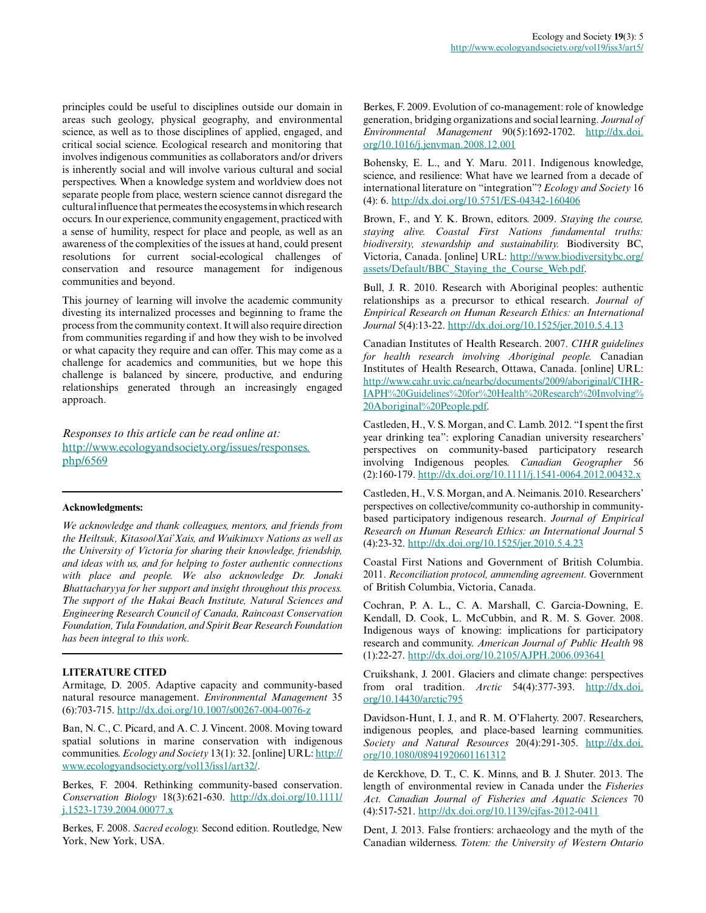principles could be useful to disciplines outside our domain in areas such geology, physical geography, and environmental science, as well as to those disciplines of applied, engaged, and critical social science. Ecological research and monitoring that involves indigenous communities as collaborators and/or drivers is inherently social and will involve various cultural and social perspectives. When a knowledge system and worldview does not separate people from place, western science cannot disregard the cultural influence that permeates the ecosystems in which research occurs. In our experience, community engagement, practiced with a sense of humility, respect for place and people, as well as an awareness of the complexities of the issues at hand, could present resolutions for current social-ecological challenges of conservation and resource management for indigenous communities and beyond.

This journey of learning will involve the academic community divesting its internalized processes and beginning to frame the process from the community context. It will also require direction from communities regarding if and how they wish to be involved or what capacity they require and can offer. This may come as a challenge for academics and communities, but we hope this challenge is balanced by sincere, productive, and enduring relationships generated through an increasingly engaged approach.

*Responses to this article can be read online at:*
http://www.ecologyandsociety.org/issues/responses.php/6569

---

**Acknowledgments:**

*We acknowledge and thank colleagues, mentors, and friends from the Heiltsuk, Kitasoo/Xai'Xais, and Wuikinuxv Nations as well as the University of Victoria for sharing their knowledge, friendship, and ideas with us, and for helping to foster authentic connections with place and people. We also acknowledge Dr. Jonaki Bhattacharyya for her support and insight throughout this process. The support of the Hakai Beach Institute, Natural Sciences and Engineering Research Council of Canada, Raincoast Conservation Foundation, Tula Foundation, and Spirit Bear Research Foundation has been integral to this work.*

---

**LITERATURE CITED**

Armitage, D. 2005. Adaptive capacity and community-based natural resource management. *Environmental Management* 35 (6):703-715. http://dx.doi.org/10.1007/s00267-004-0076-z

Ban, N. C., C. Picard, and A. C. J. Vincent. 2008. Moving toward spatial solutions in marine conservation with indigenous communities. *Ecology and Society* 13(1): 32. [online] URL: http://www.ecologyandsociety.org/vol13/iss1/art32/.

Berkes, F. 2004. Rethinking community-based conservation. *Conservation Biology* 18(3):621-630. http://dx.doi.org/10.1111/j.1523-1739.2004.00077.x

Berkes, F. 2008. *Sacred ecology.* Second edition. Routledge, New York, New York, USA.

Berkes, F. 2009. Evolution of co-management: role of knowledge generation, bridging organizations and social learning. *Journal of Environmental Management* 90(5):1692-1702. http://dx.doi.org/10.1016/j.jenvman.2008.12.001

Bohensky, E. L., and Y. Maru. 2011. Indigenous knowledge, science, and resilience: What have we learned from a decade of international literature on "integration"? *Ecology and Society* 16 (4): 6. http://dx.doi.org/10.5751/ES-04342-160406

Brown, F., and Y. K. Brown, editors. 2009. *Staying the course, staying alive. Coastal First Nations fundamental truths: biodiversity, stewardship and sustainability.* Biodiversity BC, Victoria, Canada. [online] URL: http://www.biodiversitybc.org/assets/Default/BBC_Staying_the_Course_Web.pdf.

Bull, J. R. 2010. Research with Aboriginal peoples: authentic relationships as a precursor to ethical research. *Journal of Empirical Research on Human Research Ethics: an International Journal* 5(4):13-22. http://dx.doi.org/10.1525/jer.2010.5.4.13

Canadian Institutes of Health Research. 2007. *CIHR guidelines for health research involving Aboriginal people.* Canadian Institutes of Health Research, Ottawa, Canada. [online] URL: http://www.cahr.uvic.ca/nearbc/documents/2009/aboriginal/CIHR-IAPH%20Guidelines%20for%20Health%20Research%20Involving%20Aboriginal%20People.pdf.

Castleden, H., V. S. Morgan, and C. Lamb. 2012. "I spent the first year drinking tea": exploring Canadian university researchers' perspectives on community-based participatory research involving Indigenous peoples. *Canadian Geographer* 56 (2):160-179. http://dx.doi.org/10.1111/j.1541-0064.2012.00432.x

Castleden, H., V. S. Morgan, and A. Neimanis. 2010. Researchers' perspectives on collective/community co-authorship in community-based participatory indigenous research. *Journal of Empirical Research on Human Research Ethics: an International Journal* 5 (4):23-32. http://dx.doi.org/10.1525/jer.2010.5.4.23

Coastal First Nations and Government of British Columbia. 2011. *Reconciliation protocol, ammending agreement.* Government of British Columbia, Victoria, Canada.

Cochran, P. A. L., C. A. Marshall, C. Garcia-Downing, E. Kendall, D. Cook, L. McCubbin, and R. M. S. Gover. 2008. Indigenous ways of knowing: implications for participatory research and community. *American Journal of Public Health* 98 (1):22-27. http://dx.doi.org/10.2105/AJPH.2006.093641

Cruikshank, J. 2001. Glaciers and climate change: perspectives from oral tradition. *Arctic* 54(4):377-393. http://dx.doi.org/10.14430/arctic795

Davidson-Hunt, I. J., and R. M. O'Flaherty. 2007. Researchers, indigenous peoples, and place-based learning communities. *Society and Natural Resources* 20(4):291-305. http://dx.doi.org/10.1080/08941920601161312

de Kerckhove, D. T., C. K. Minns, and B. J. Shuter. 2013. The length of environmental review in Canada under the *Fisheries Act. Canadian Journal of Fisheries and Aquatic Sciences* 70 (4):517-521. http://dx.doi.org/10.1139/cjfas-2012-0411

Dent, J. 2013. False frontiers: archaeology and the myth of the Canadian wilderness. *Totem: the University of Western Ontario*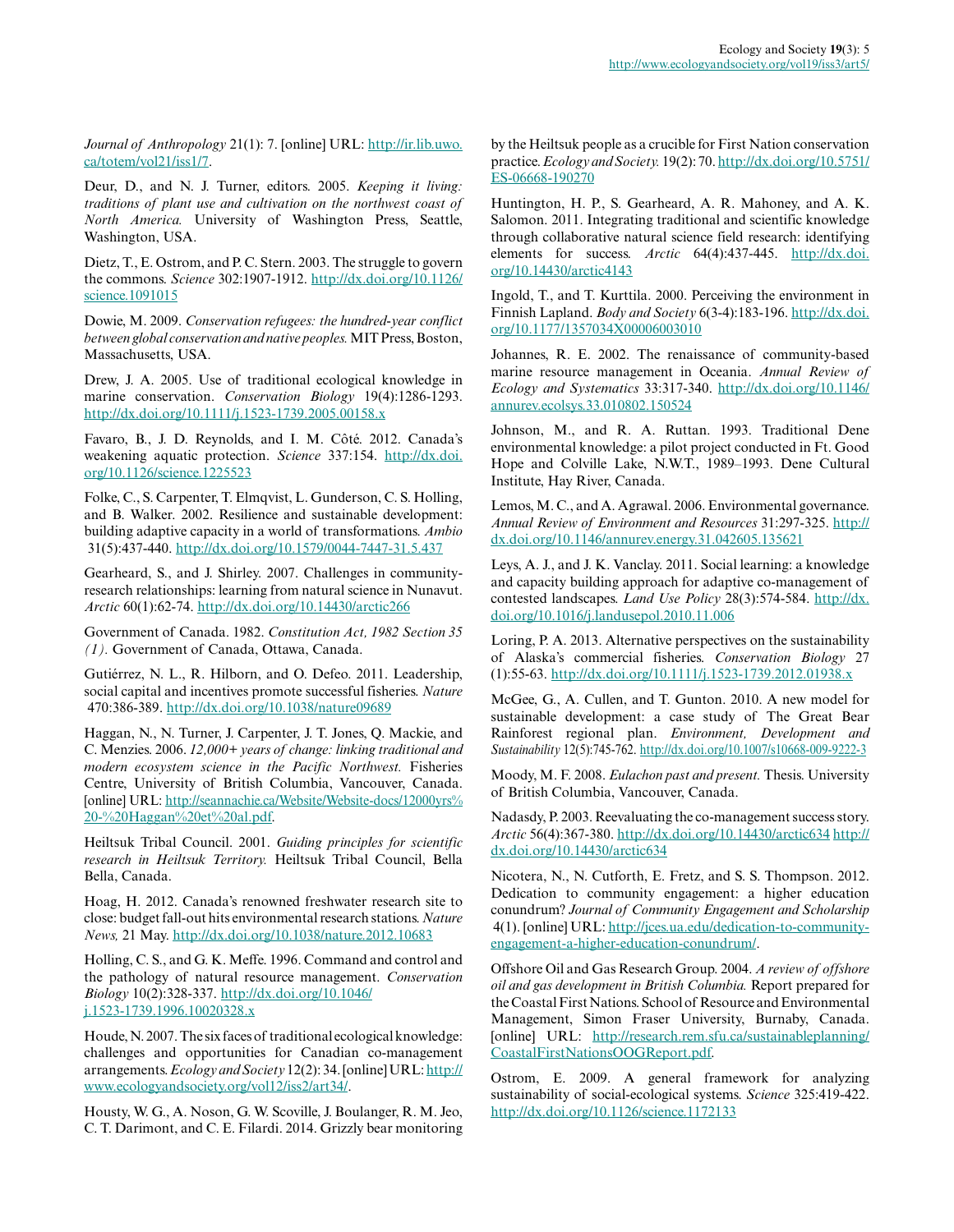*Journal of Anthropology* 21(1): 7. [online] URL: http://ir.lib.uwo.ca/totem/vol21/iss1/7.

Deur, D., and N. J. Turner, editors. 2005. *Keeping it living: traditions of plant use and cultivation on the northwest coast of North America.* University of Washington Press, Seattle, Washington, USA.

Dietz, T., E. Ostrom, and P. C. Stern. 2003. The struggle to govern the commons. *Science* 302:1907-1912. http://dx.doi.org/10.1126/science.1091015

Dowie, M. 2009. *Conservation refugees: the hundred-year conflict between global conservation and native peoples.* MIT Press, Boston, Massachusetts, USA.

Drew, J. A. 2005. Use of traditional ecological knowledge in marine conservation. *Conservation Biology* 19(4):1286-1293. http://dx.doi.org/10.1111/j.1523-1739.2005.00158.x

Favaro, B., J. D. Reynolds, and I. M. Côté. 2012. Canada's weakening aquatic protection. *Science* 337:154. http://dx.doi.org/10.1126/science.1225523

Folke, C., S. Carpenter, T. Elmqvist, L. Gunderson, C. S. Holling, and B. Walker. 2002. Resilience and sustainable development: building adaptive capacity in a world of transformations. *Ambio* 31(5):437-440. http://dx.doi.org/10.1579/0044-7447-31.5.437

Gearheard, S., and J. Shirley. 2007. Challenges in community-research relationships: learning from natural science in Nunavut. *Arctic* 60(1):62-74. http://dx.doi.org/10.14430/arctic266

Government of Canada. 1982. *Constitution Act, 1982 Section 35 (1).* Government of Canada, Ottawa, Canada.

Gutiérrez, N. L., R. Hilborn, and O. Defeo. 2011. Leadership, social capital and incentives promote successful fisheries. *Nature* 470:386-389. http://dx.doi.org/10.1038/nature09689

Haggan, N., N. Turner, J. Carpenter, J. T. Jones, Q. Mackie, and C. Menzies. 2006. *12,000+ years of change: linking traditional and modern ecosystem science in the Pacific Northwest.* Fisheries Centre, University of British Columbia, Vancouver, Canada. [online] URL: http://seannachie.ca/Website/Website-docs/12000yrs%20-%20Haggan%20et%20al.pdf.

Heiltsuk Tribal Council. 2001. *Guiding principles for scientific research in Heiltsuk Territory.* Heiltsuk Tribal Council, Bella Bella, Canada.

Hoag, H. 2012. Canada's renowned freshwater research site to close: budget fall-out hits environmental research stations. *Nature News,* 21 May. http://dx.doi.org/10.1038/nature.2012.10683

Holling, C. S., and G. K. Meffe. 1996. Command and control and the pathology of natural resource management. *Conservation Biology* 10(2):328-337. http://dx.doi.org/10.1046/j.1523-1739.1996.10020328.x

Houde, N. 2007. The six faces of traditional ecological knowledge: challenges and opportunities for Canadian co-management arrangements. *Ecology and Society* 12(2): 34. [online] URL: http://www.ecologyandsociety.org/vol12/iss2/art34/.

Housty, W. G., A. Noson, G. W. Scoville, J. Boulanger, R. M. Jeo, C. T. Darimont, and C. E. Filardi. 2014. Grizzly bear monitoring by the Heiltsuk people as a crucible for First Nation conservation practice. *Ecology and Society.* 19(2): 70. http://dx.doi.org/10.5751/ES-06668-190270

Huntington, H. P., S. Gearheard, A. R. Mahoney, and A. K. Salomon. 2011. Integrating traditional and scientific knowledge through collaborative natural science field research: identifying elements for success. *Arctic* 64(4):437-445. http://dx.doi.org/10.14430/arctic4143

Ingold, T., and T. Kurttila. 2000. Perceiving the environment in Finnish Lapland. *Body and Society* 6(3-4):183-196. http://dx.doi.org/10.1177/1357034X00006003010

Johannes, R. E. 2002. The renaissance of community-based marine resource management in Oceania. *Annual Review of Ecology and Systematics* 33:317-340. http://dx.doi.org/10.1146/annurev.ecolsys.33.010802.150524

Johnson, M., and R. A. Ruttan. 1993. Traditional Dene environmental knowledge: a pilot project conducted in Ft. Good Hope and Colville Lake, N.W.T., 1989–1993. Dene Cultural Institute, Hay River, Canada.

Lemos, M. C., and A. Agrawal. 2006. Environmental governance. *Annual Review of Environment and Resources* 31:297-325. http://dx.doi.org/10.1146/annurev.energy.31.042605.135621

Leys, A. J., and J. K. Vanclay. 2011. Social learning: a knowledge and capacity building approach for adaptive co-management of contested landscapes. *Land Use Policy* 28(3):574-584. http://dx.doi.org/10.1016/j.landusepol.2010.11.006

Loring, P. A. 2013. Alternative perspectives on the sustainability of Alaska's commercial fisheries. *Conservation Biology* 27 (1):55-63. http://dx.doi.org/10.1111/j.1523-1739.2012.01938.x

McGee, G., A. Cullen, and T. Gunton. 2010. A new model for sustainable development: a case study of The Great Bear Rainforest regional plan. *Environment, Development and Sustainability* 12(5):745-762. http://dx.doi.org/10.1007/s10668-009-9222-3

Moody, M. F. 2008. *Eulachon past and present.* Thesis. University of British Columbia, Vancouver, Canada.

Nadasdy, P. 2003. Reevaluating the co-management success story. *Arctic* 56(4):367-380. http://dx.doi.org/10.14430/arctic634 http://dx.doi.org/10.14430/arctic634

Nicotera, N., N. Cutforth, E. Fretz, and S. S. Thompson. 2012. Dedication to community engagement: a higher education conundrum? *Journal of Community Engagement and Scholarship* 4(1). [online] URL: http://jces.ua.edu/dedication-to-community-engagement-a-higher-education-conundrum/.

Offshore Oil and Gas Research Group. 2004. *A review of offshore oil and gas development in British Columbia.* Report prepared for the Coastal First Nations. School of Resource and Environmental Management, Simon Fraser University, Burnaby, Canada. [online] URL: http://research.rem.sfu.ca/sustainableplanning/CoastalFirstNationsOOGReport.pdf.

Ostrom, E. 2009. A general framework for analyzing sustainability of social-ecological systems. *Science* 325:419-422. http://dx.doi.org/10.1126/science.1172133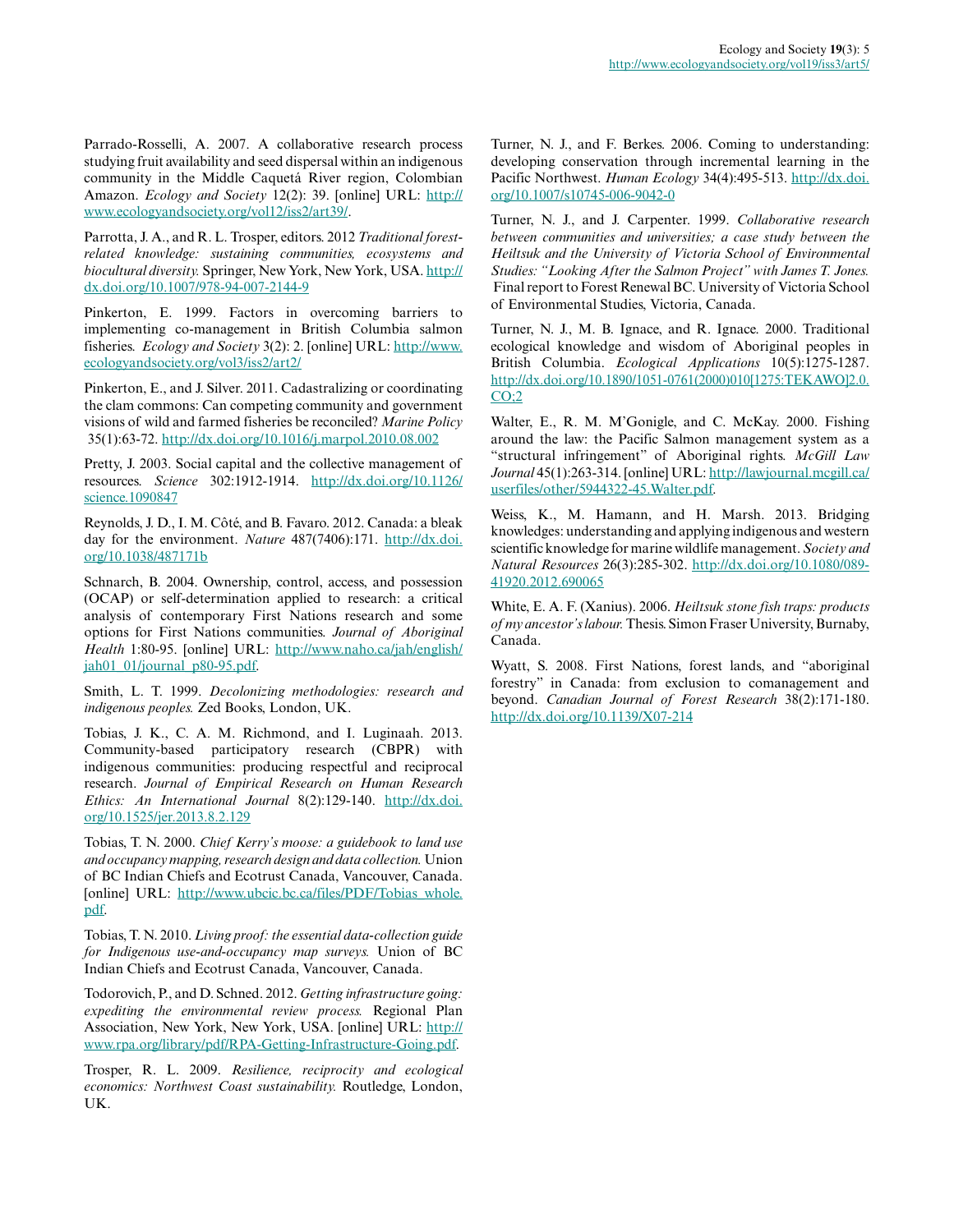Parrado-Rosselli, A. 2007. A collaborative research process studying fruit availability and seed dispersal within an indigenous community in the Middle Caquetá River region, Colombian Amazon. *Ecology and Society* 12(2): 39. [online] URL: http://www.ecologyandsociety.org/vol12/iss2/art39/.

Parrotta, J. A., and R. L. Trosper, editors. 2012 *Traditional forest-related knowledge: sustaining communities, ecosystems and biocultural diversity.* Springer, New York, New York, USA. http://dx.doi.org/10.1007/978-94-007-2144-9

Pinkerton, E. 1999. Factors in overcoming barriers to implementing co-management in British Columbia salmon fisheries. *Ecology and Society* 3(2): 2. [online] URL: http://www.ecologyandsociety.org/vol3/iss2/art2/

Pinkerton, E., and J. Silver. 2011. Cadastralizing or coordinating the clam commons: Can competing community and government visions of wild and farmed fisheries be reconciled? *Marine Policy* 35(1):63-72. http://dx.doi.org/10.1016/j.marpol.2010.08.002

Pretty, J. 2003. Social capital and the collective management of resources. *Science* 302:1912-1914. http://dx.doi.org/10.1126/science.1090847

Reynolds, J. D., I. M. Côté, and B. Favaro. 2012. Canada: a bleak day for the environment. *Nature* 487(7406):171. http://dx.doi.org/10.1038/487171b

Schnarch, B. 2004. Ownership, control, access, and possession (OCAP) or self-determination applied to research: a critical analysis of contemporary First Nations research and some options for First Nations communities. *Journal of Aboriginal Health* 1:80-95. [online] URL: http://www.naho.ca/jah/english/jah01_01/journal_p80-95.pdf.

Smith, L. T. 1999. *Decolonizing methodologies: research and indigenous peoples.* Zed Books, London, UK.

Tobias, J. K., C. A. M. Richmond, and I. Luginaah. 2013. Community-based participatory research (CBPR) with indigenous communities: producing respectful and reciprocal research. *Journal of Empirical Research on Human Research Ethics: An International Journal* 8(2):129-140. http://dx.doi.org/10.1525/jer.2013.8.2.129

Tobias, T. N. 2000. *Chief Kerry's moose: a guidebook to land use and occupancy mapping, research design and data collection.* Union of BC Indian Chiefs and Ecotrust Canada, Vancouver, Canada. [online] URL: http://www.ubcic.bc.ca/files/PDF/Tobias_whole.pdf.

Tobias, T. N. 2010. *Living proof: the essential data-collection guide for Indigenous use-and-occupancy map surveys.* Union of BC Indian Chiefs and Ecotrust Canada, Vancouver, Canada.

Todorovich, P., and D. Schned. 2012. *Getting infrastructure going: expediting the environmental review process.* Regional Plan Association, New York, New York, USA. [online] URL: http://www.rpa.org/library/pdf/RPA-Getting-Infrastructure-Going.pdf.

Trosper, R. L. 2009. *Resilience, reciprocity and ecological economics: Northwest Coast sustainability.* Routledge, London, UK.

Turner, N. J., and F. Berkes. 2006. Coming to understanding: developing conservation through incremental learning in the Pacific Northwest. *Human Ecology* 34(4):495-513. http://dx.doi.org/10.1007/s10745-006-9042-0

Turner, N. J., and J. Carpenter. 1999. *Collaborative research between communities and universities; a case study between the Heiltsuk and the University of Victoria School of Environmental Studies: "Looking After the Salmon Project" with James T. Jones.* Final report to Forest Renewal BC. University of Victoria School of Environmental Studies, Victoria, Canada.

Turner, N. J., M. B. Ignace, and R. Ignace. 2000. Traditional ecological knowledge and wisdom of Aboriginal peoples in British Columbia. *Ecological Applications* 10(5):1275-1287. http://dx.doi.org/10.1890/1051-0761(2000)010[1275:TEKAWO]2.0.CO;2

Walter, E., R. M. M'Gonigle, and C. McKay. 2000. Fishing around the law: the Pacific Salmon management system as a "structural infringement" of Aboriginal rights. *McGill Law Journal* 45(1):263-314. [online] URL: http://lawjournal.mcgill.ca/userfiles/other/5944322-45.Walter.pdf.

Weiss, K., M. Hamann, and H. Marsh. 2013. Bridging knowledges: understanding and applying indigenous and western scientific knowledge for marine wildlife management. *Society and Natural Resources* 26(3):285-302. http://dx.doi.org/10.1080/08941920.2012.690065

White, E. A. F. (Xanius). 2006. *Heiltsuk stone fish traps: products of my ancestor's labour.* Thesis. Simon Fraser University, Burnaby, Canada.

Wyatt, S. 2008. First Nations, forest lands, and "aboriginal forestry" in Canada: from exclusion to comanagement and beyond. *Canadian Journal of Forest Research* 38(2):171-180. http://dx.doi.org/10.1139/X07-214